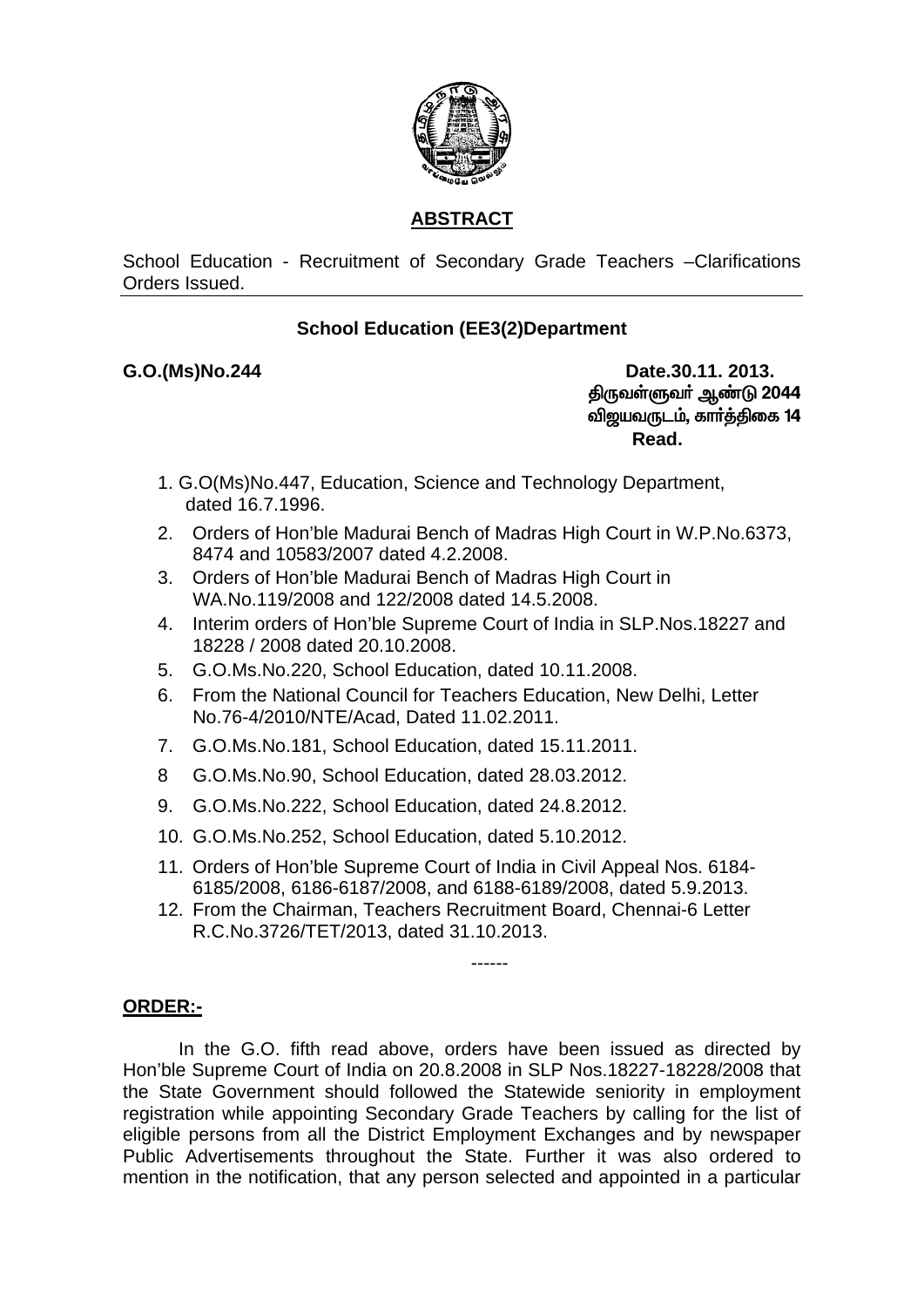## ABSTRACT

School Education - Recruitment of Secondary Grade Teachers –Clarifications Orders Issued.

### School Education (EE3(2)Department

**G.O.(Ms)No.244** **Date.30.11. 2013.**

**திருவள்ளுவர் ஆண்டு 2044**
**விஜயவருடம், கார்த்திகை 14**

**Read.**

1. G.O(Ms)No.447, Education, Science and Technology Department, dated 16.7.1996.
2. Orders of Hon'ble Madurai Bench of Madras High Court in W.P.No.6373, 8474 and 10583/2007 dated 4.2.2008.
3. Orders of Hon'ble Madurai Bench of Madras High Court in WA.No.119/2008 and 122/2008 dated 14.5.2008.
4. Interim orders of Hon'ble Supreme Court of India in SLP.Nos.18227 and 18228 / 2008 dated 20.10.2008.
5. G.O.Ms.No.220, School Education, dated 10.11.2008.
6. From the National Council for Teachers Education, New Delhi, Letter No.76-4/2010/NTE/Acad, Dated 11.02.2011.
7. G.O.Ms.No.181, School Education, dated 15.11.2011.
8. G.O.Ms.No.90, School Education, dated 28.03.2012.
9. G.O.Ms.No.222, School Education, dated 24.8.2012.
10. G.O.Ms.No.252, School Education, dated 5.10.2012.
11. Orders of Hon'ble Supreme Court of India in Civil Appeal Nos. 6184-6185/2008, 6186-6187/2008, and 6188-6189/2008, dated 5.9.2013.
12. From the Chairman, Teachers Recruitment Board, Chennai-6 Letter R.C.No.3726/TET/2013, dated 31.10.2013.

------

**ORDER:-**

In the G.O. fifth read above, orders have been issued as directed by Hon'ble Supreme Court of India on 20.8.2008 in SLP Nos.18227-18228/2008 that the State Government should followed the Statewide seniority in employment registration while appointing Secondary Grade Teachers by calling for the list of eligible persons from all the District Employment Exchanges and by newspaper Public Advertisements throughout the State. Further it was also ordered to mention in the notification, that any person selected and appointed in a particular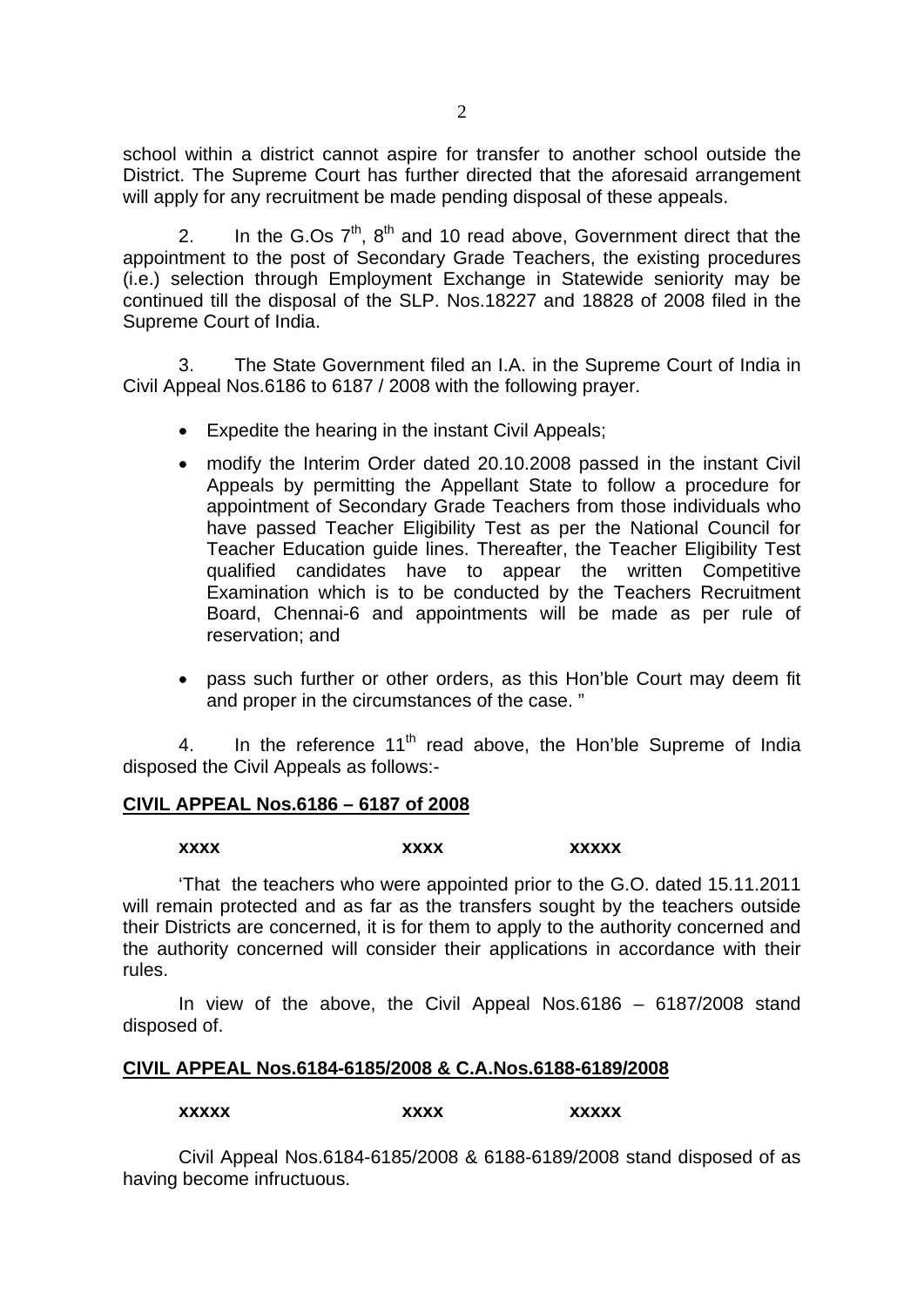school within a district cannot aspire for transfer to another school outside the District. The Supreme Court has further directed that the aforesaid arrangement will apply for any recruitment be made pending disposal of these appeals.

2. In the G.Os 7th, 8th and 10 read above, Government direct that the appointment to the post of Secondary Grade Teachers, the existing procedures (i.e.) selection through Employment Exchange in Statewide seniority may be continued till the disposal of the SLP. Nos.18227 and 18828 of 2008 filed in the Supreme Court of India.

3. The State Government filed an I.A. in the Supreme Court of India in Civil Appeal Nos.6186 to 6187 / 2008 with the following prayer.

- Expedite the hearing in the instant Civil Appeals;
- modify the Interim Order dated 20.10.2008 passed in the instant Civil Appeals by permitting the Appellant State to follow a procedure for appointment of Secondary Grade Teachers from those individuals who have passed Teacher Eligibility Test as per the National Council for Teacher Education guide lines. Thereafter, the Teacher Eligibility Test qualified candidates have to appear the written Competitive Examination which is to be conducted by the Teachers Recruitment Board, Chennai-6 and appointments will be made as per rule of reservation; and
- pass such further or other orders, as this Hon'ble Court may deem fit and proper in the circumstances of the case. "

4. In the reference 11th read above, the Hon'ble Supreme of India disposed the Civil Appeals as follows:-

**CIVIL APPEAL Nos.6186 – 6187 of 2008**

**xxxx xxxx xxxxx**

'That the teachers who were appointed prior to the G.O. dated 15.11.2011 will remain protected and as far as the transfers sought by the teachers outside their Districts are concerned, it is for them to apply to the authority concerned and the authority concerned will consider their applications in accordance with their rules.

In view of the above, the Civil Appeal Nos.6186 – 6187/2008 stand disposed of.

**CIVIL APPEAL Nos.6184-6185/2008 & C.A.Nos.6188-6189/2008**

**xxxxx xxxx xxxxx**

Civil Appeal Nos.6184-6185/2008 & 6188-6189/2008 stand disposed of as having become infructuous.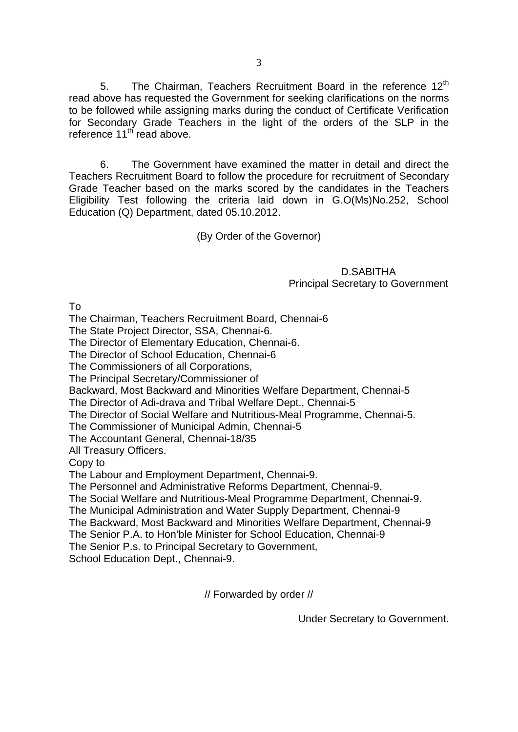5. The Chairman, Teachers Recruitment Board in the reference 12th read above has requested the Government for seeking clarifications on the norms to be followed while assigning marks during the conduct of Certificate Verification for Secondary Grade Teachers in the light of the orders of the SLP in the reference 11th read above.

6. The Government have examined the matter in detail and direct the Teachers Recruitment Board to follow the procedure for recruitment of Secondary Grade Teacher based on the marks scored by the candidates in the Teachers Eligibility Test following the criteria laid down in G.O(Ms)No.252, School Education (Q) Department, dated 05.10.2012.

(By Order of the Governor)

D.SABITHA
Principal Secretary to Government

To
The Chairman, Teachers Recruitment Board, Chennai-6
The State Project Director, SSA, Chennai-6.
The Director of Elementary Education, Chennai-6.
The Director of School Education, Chennai-6
The Commissioners of all Corporations,
The Principal Secretary/Commissioner of
Backward, Most Backward and Minorities Welfare Department, Chennai-5
The Director of Adi-drava and Tribal Welfare Dept., Chennai-5
The Director of Social Welfare and Nutritious-Meal Programme, Chennai-5.
The Commissioner of Municipal Admin, Chennai-5
The Accountant General, Chennai-18/35
All Treasury Officers.
Copy to
The Labour and Employment Department, Chennai-9.
The Personnel and Administrative Reforms Department, Chennai-9.
The Social Welfare and Nutritious-Meal Programme Department, Chennai-9.
The Municipal Administration and Water Supply Department, Chennai-9
The Backward, Most Backward and Minorities Welfare Department, Chennai-9
The Senior P.A. to Hon'ble Minister for School Education, Chennai-9
The Senior P.s. to Principal Secretary to Government,
School Education Dept., Chennai-9.

// Forwarded by order //

Under Secretary to Government.